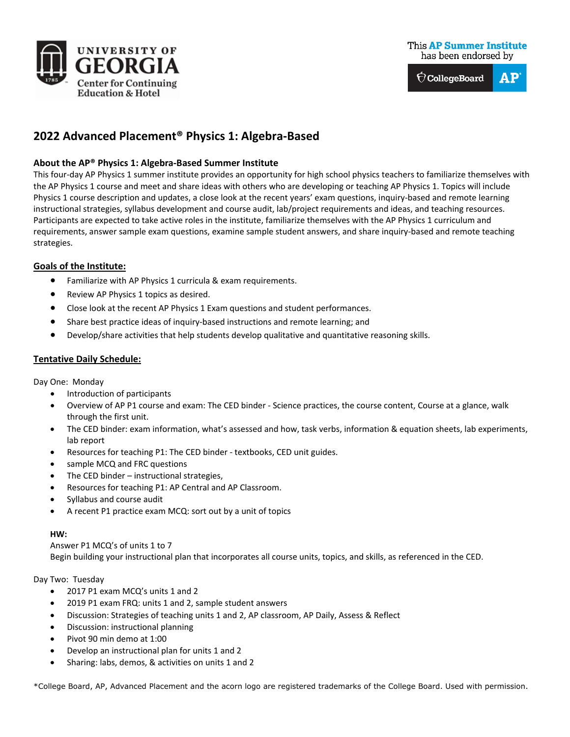University of Georgia Center for Continuing Education & Hotel

This AP Summer Institute has been endorsed by CollegeBoard AP

# 2022 Advanced Placement® Physics 1: Algebra-Based

## About the AP® Physics 1: Algebra-Based Summer Institute

This four-day AP Physics 1 summer institute provides an opportunity for high school physics teachers to familiarize themselves with the AP Physics 1 course and meet and share ideas with others who are developing or teaching AP Physics 1. Topics will include Physics 1 course description and updates, a close look at the recent years' exam questions, inquiry-based and remote learning instructional strategies, syllabus development and course audit, lab/project requirements and ideas, and teaching resources. Participants are expected to take active roles in the institute, familiarize themselves with the AP Physics 1 curriculum and requirements, answer sample exam questions, examine sample student answers, and share inquiry-based and remote teaching strategies.

## Goals of the Institute:

- Familiarize with AP Physics 1 curricula & exam requirements.
- Review AP Physics 1 topics as desired.
- Close look at the recent AP Physics 1 Exam questions and student performances.
- Share best practice ideas of inquiry-based instructions and remote learning; and
- Develop/share activities that help students develop qualitative and quantitative reasoning skills.

## Tentative Daily Schedule:

Day One: Monday

- Introduction of participants
- Overview of AP P1 course and exam: The CED binder - Science practices, the course content, Course at a glance, walk through the first unit.
- The CED binder: exam information, what's assessed and how, task verbs, information & equation sheets, lab experiments, lab report
- Resources for teaching P1: The CED binder - textbooks, CED unit guides.
- sample MCQ and FRC questions
- The CED binder – instructional strategies,
- Resources for teaching P1: AP Central and AP Classroom.
- Syllabus and course audit
- A recent P1 practice exam MCQ: sort out by a unit of topics

**HW:**

Answer P1 MCQ's of units 1 to 7

Begin building your instructional plan that incorporates all course units, topics, and skills, as referenced in the CED.

Day Two: Tuesday

- 2017 P1 exam MCQ's units 1 and 2
- 2019 P1 exam FRQ: units 1 and 2, sample student answers
- Discussion: Strategies of teaching units 1 and 2, AP classroom, AP Daily, Assess & Reflect
- Discussion: instructional planning
- Pivot 90 min demo at 1:00
- Develop an instructional plan for units 1 and 2
- Sharing: labs, demos, & activities on units 1 and 2

*College Board, AP, Advanced Placement and the acorn logo are registered trademarks of the College Board. Used with permission.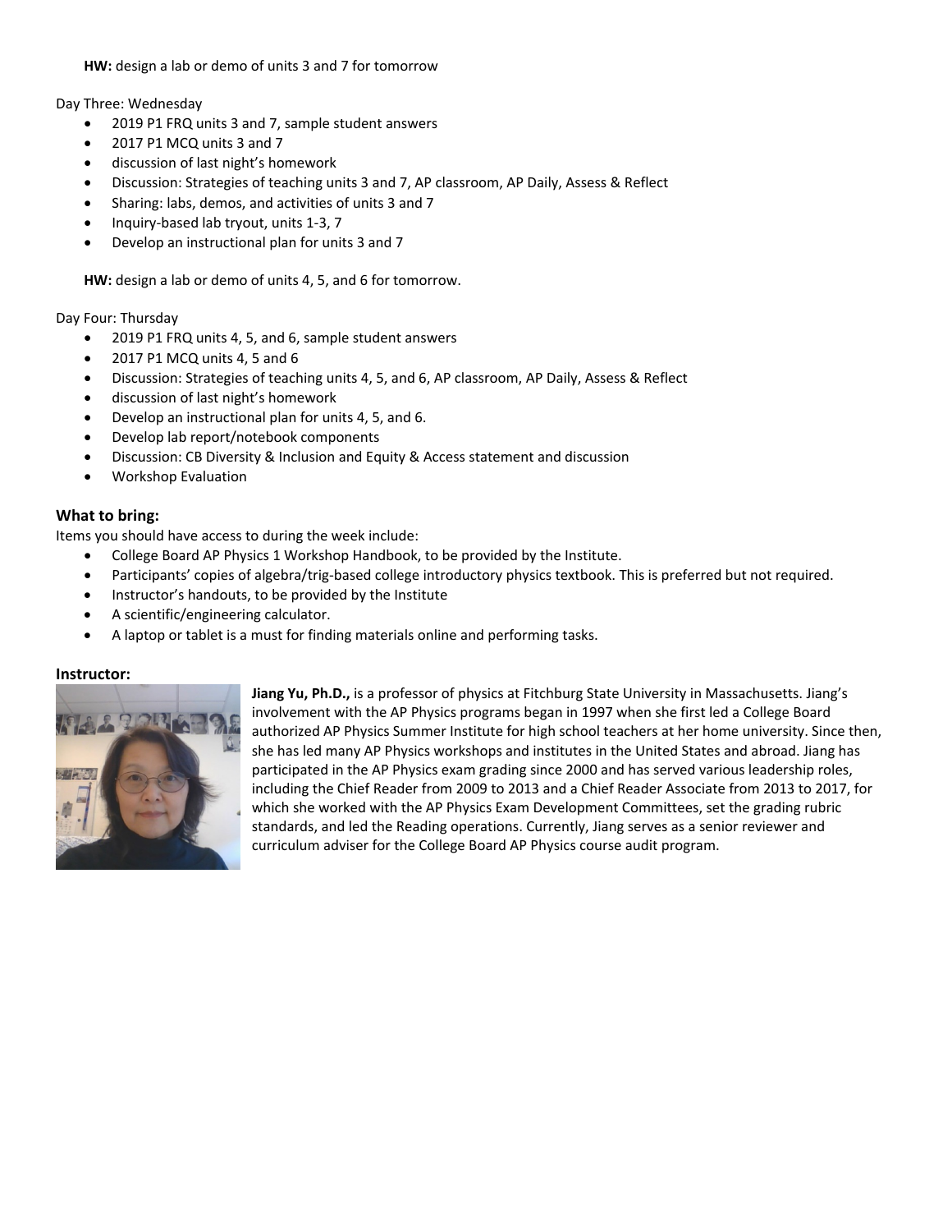**HW:** design a lab or demo of units 3 and 7 for tomorrow

Day Three: Wednesday

- 2019 P1 FRQ units 3 and 7, sample student answers
- 2017 P1 MCQ units 3 and 7
- discussion of last night's homework
- Discussion: Strategies of teaching units 3 and 7, AP classroom, AP Daily, Assess & Reflect
- Sharing: labs, demos, and activities of units 3 and 7
- Inquiry-based lab tryout, units 1-3, 7
- Develop an instructional plan for units 3 and 7

**HW:** design a lab or demo of units 4, 5, and 6 for tomorrow.

Day Four: Thursday

- 2019 P1 FRQ units 4, 5, and 6, sample student answers
- 2017 P1 MCQ units 4, 5 and 6
- Discussion: Strategies of teaching units 4, 5, and 6, AP classroom, AP Daily, Assess & Reflect
- discussion of last night's homework
- Develop an instructional plan for units 4, 5, and 6.
- Develop lab report/notebook components
- Discussion: CB Diversity & Inclusion and Equity & Access statement and discussion
- Workshop Evaluation

### What to bring:

Items you should have access to during the week include:

- College Board AP Physics 1 Workshop Handbook, to be provided by the Institute.
- Participants' copies of algebra/trig-based college introductory physics textbook. This is preferred but not required.
- Instructor's handouts, to be provided by the Institute
- A scientific/engineering calculator.
- A laptop or tablet is a must for finding materials online and performing tasks.

### Instructor:

**Jiang Yu, Ph.D.,** is a professor of physics at Fitchburg State University in Massachusetts. Jiang's involvement with the AP Physics programs began in 1997 when she first led a College Board authorized AP Physics Summer Institute for high school teachers at her home university. Since then, she has led many AP Physics workshops and institutes in the United States and abroad. Jiang has participated in the AP Physics exam grading since 2000 and has served various leadership roles, including the Chief Reader from 2009 to 2013 and a Chief Reader Associate from 2013 to 2017, for which she worked with the AP Physics Exam Development Committees, set the grading rubric standards, and led the Reading operations. Currently, Jiang serves as a senior reviewer and curriculum adviser for the College Board AP Physics course audit program.